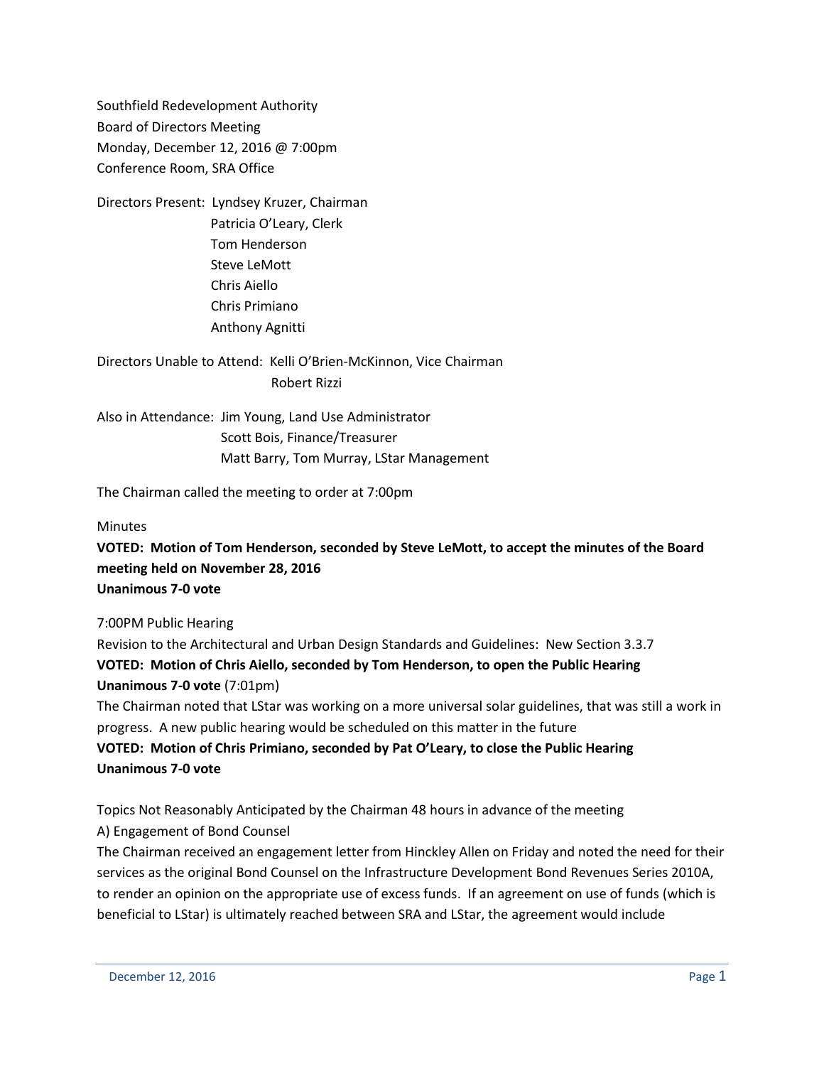Southfield Redevelopment Authority
Board of Directors Meeting
Monday, December 12, 2016 @ 7:00pm
Conference Room, SRA Office

Directors Present: Lyndsey Kruzer, Chairman
Patricia O'Leary, Clerk
Tom Henderson
Steve LeMott
Chris Aiello
Chris Primiano
Anthony Agnitti

Directors Unable to Attend: Kelli O'Brien-McKinnon, Vice Chairman
Robert Rizzi

Also in Attendance: Jim Young, Land Use Administrator
Scott Bois, Finance/Treasurer
Matt Barry, Tom Murray, LStar Management

The Chairman called the meeting to order at 7:00pm

Minutes

**VOTED: Motion of Tom Henderson, seconded by Steve LeMott, to accept the minutes of the Board meeting held on November 28, 2016**
**Unanimous 7-0 vote**

7:00PM Public Hearing
Revision to the Architectural and Urban Design Standards and Guidelines: New Section 3.3.7
**VOTED: Motion of Chris Aiello, seconded by Tom Henderson, to open the Public Hearing**
**Unanimous 7-0 vote** (7:01pm)
The Chairman noted that LStar was working on a more universal solar guidelines, that was still a work in progress. A new public hearing would be scheduled on this matter in the future
**VOTED: Motion of Chris Primiano, seconded by Pat O'Leary, to close the Public Hearing**
**Unanimous 7-0 vote**

Topics Not Reasonably Anticipated by the Chairman 48 hours in advance of the meeting
A) Engagement of Bond Counsel
The Chairman received an engagement letter from Hinckley Allen on Friday and noted the need for their services as the original Bond Counsel on the Infrastructure Development Bond Revenues Series 2010A, to render an opinion on the appropriate use of excess funds. If an agreement on use of funds (which is beneficial to LStar) is ultimately reached between SRA and LStar, the agreement would include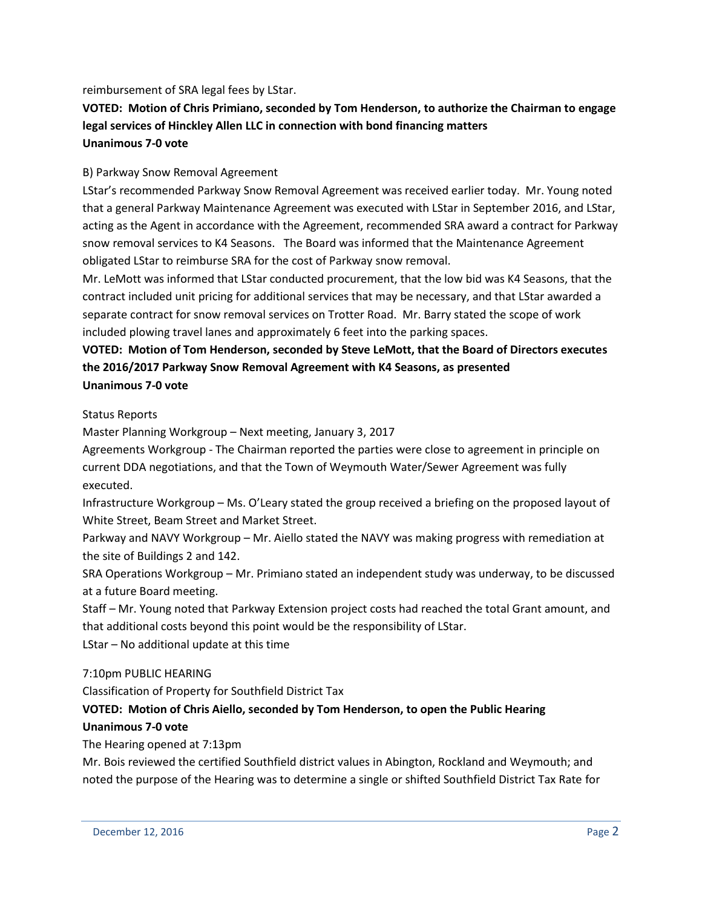reimbursement of SRA legal fees by LStar.

**VOTED: Motion of Chris Primiano, seconded by Tom Henderson, to authorize the Chairman to engage legal services of Hinckley Allen LLC in connection with bond financing matters**
**Unanimous 7-0 vote**

B) Parkway Snow Removal Agreement

LStar's recommended Parkway Snow Removal Agreement was received earlier today. Mr. Young noted that a general Parkway Maintenance Agreement was executed with LStar in September 2016, and LStar, acting as the Agent in accordance with the Agreement, recommended SRA award a contract for Parkway snow removal services to K4 Seasons. The Board was informed that the Maintenance Agreement obligated LStar to reimburse SRA for the cost of Parkway snow removal.

Mr. LeMott was informed that LStar conducted procurement, that the low bid was K4 Seasons, that the contract included unit pricing for additional services that may be necessary, and that LStar awarded a separate contract for snow removal services on Trotter Road. Mr. Barry stated the scope of work included plowing travel lanes and approximately 6 feet into the parking spaces.

**VOTED: Motion of Tom Henderson, seconded by Steve LeMott, that the Board of Directors executes the 2016/2017 Parkway Snow Removal Agreement with K4 Seasons, as presented**
**Unanimous 7-0 vote**

Status Reports

Master Planning Workgroup – Next meeting, January 3, 2017

Agreements Workgroup - The Chairman reported the parties were close to agreement in principle on current DDA negotiations, and that the Town of Weymouth Water/Sewer Agreement was fully executed.

Infrastructure Workgroup – Ms. O'Leary stated the group received a briefing on the proposed layout of White Street, Beam Street and Market Street.

Parkway and NAVY Workgroup – Mr. Aiello stated the NAVY was making progress with remediation at the site of Buildings 2 and 142.

SRA Operations Workgroup – Mr. Primiano stated an independent study was underway, to be discussed at a future Board meeting.

Staff – Mr. Young noted that Parkway Extension project costs had reached the total Grant amount, and that additional costs beyond this point would be the responsibility of LStar.

LStar – No additional update at this time

7:10pm PUBLIC HEARING

Classification of Property for Southfield District Tax

**VOTED: Motion of Chris Aiello, seconded by Tom Henderson, to open the Public Hearing**
**Unanimous 7-0 vote**

The Hearing opened at 7:13pm

Mr. Bois reviewed the certified Southfield district values in Abington, Rockland and Weymouth; and noted the purpose of the Hearing was to determine a single or shifted Southfield District Tax Rate for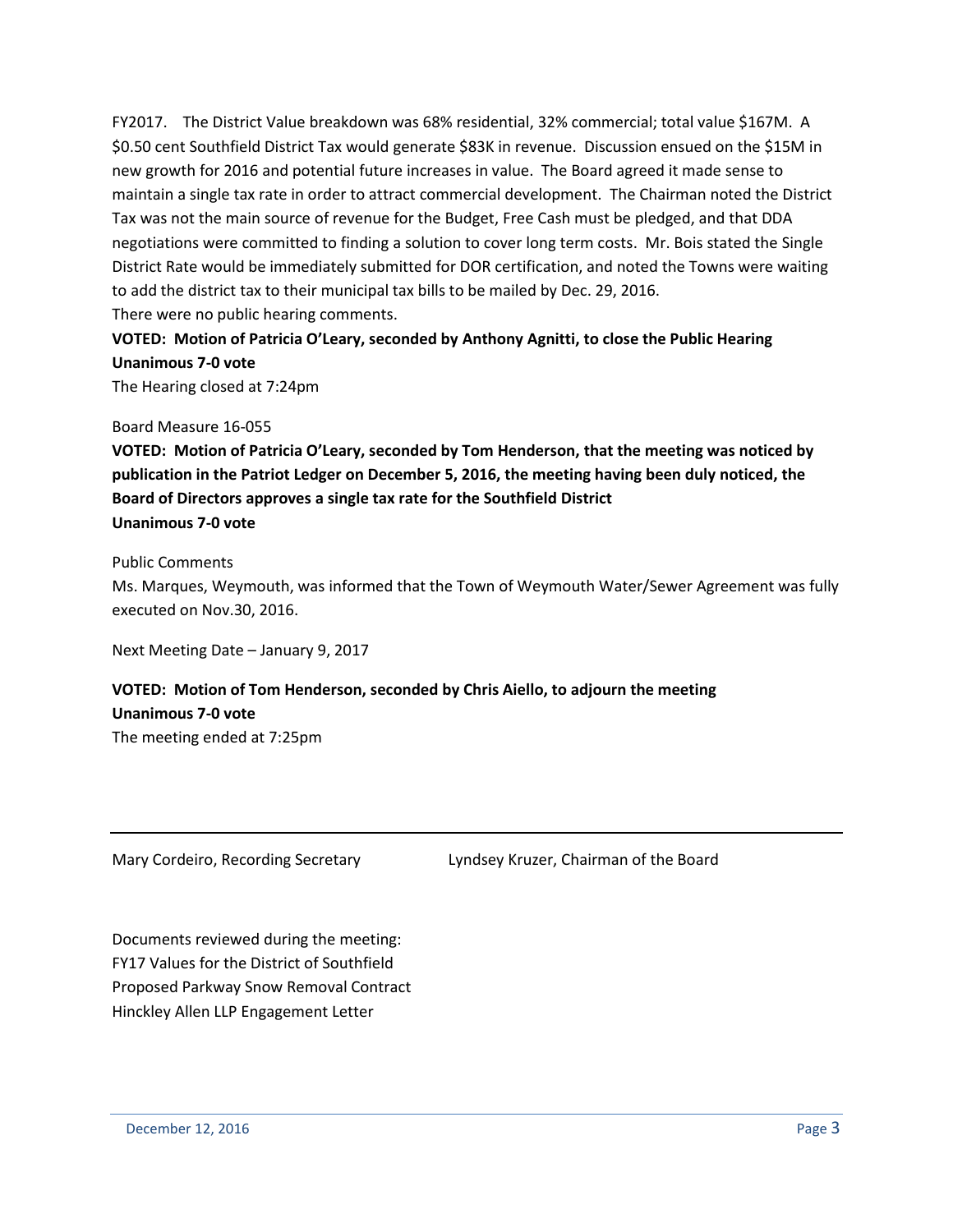FY2017. The District Value breakdown was 68% residential, 32% commercial; total value $167M. A $0.50 cent Southfield District Tax would generate $83K in revenue. Discussion ensued on the $15M in new growth for 2016 and potential future increases in value. The Board agreed it made sense to maintain a single tax rate in order to attract commercial development. The Chairman noted the District Tax was not the main source of revenue for the Budget, Free Cash must be pledged, and that DDA negotiations were committed to finding a solution to cover long term costs. Mr. Bois stated the Single District Rate would be immediately submitted for DOR certification, and noted the Towns were waiting to add the district tax to their municipal tax bills to be mailed by Dec. 29, 2016.
There were no public hearing comments.

**VOTED: Motion of Patricia O'Leary, seconded by Anthony Agnitti, to close the Public Hearing**
**Unanimous 7-0 vote**
The Hearing closed at 7:24pm

Board Measure 16-055

**VOTED: Motion of Patricia O'Leary, seconded by Tom Henderson, that the meeting was noticed by publication in the Patriot Ledger on December 5, 2016, the meeting having been duly noticed, the Board of Directors approves a single tax rate for the Southfield District**
**Unanimous 7-0 vote**

Public Comments
Ms. Marques, Weymouth, was informed that the Town of Weymouth Water/Sewer Agreement was fully executed on Nov.30, 2016.

Next Meeting Date – January 9, 2017

**VOTED: Motion of Tom Henderson, seconded by Chris Aiello, to adjourn the meeting**
**Unanimous 7-0 vote**
The meeting ended at 7:25pm

Mary Cordeiro, Recording Secretary

Lyndsey Kruzer, Chairman of the Board

Documents reviewed during the meeting:
FY17 Values for the District of Southfield
Proposed Parkway Snow Removal Contract
Hinckley Allen LLP Engagement Letter